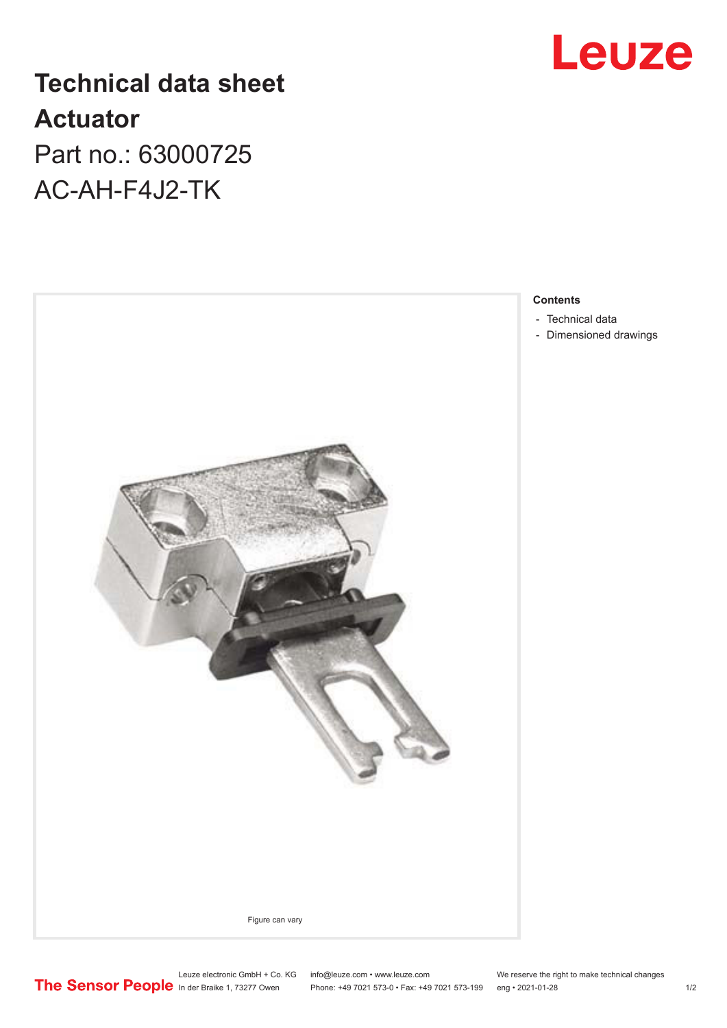# Technical data sheet

## Actuator

Part no.: 63000725

AC-AH-F4J2-TK

Figure can vary

**Contents**

- Technical data
- Dimensioned drawings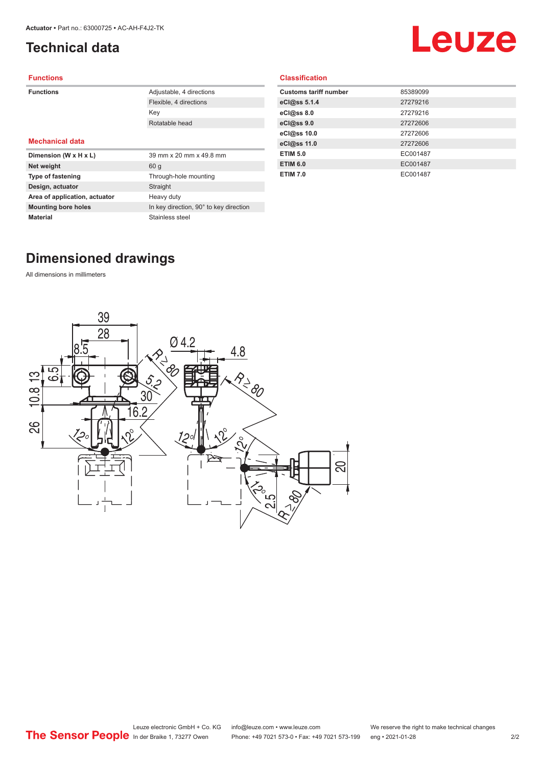# Technical data

## Functions

| | |
|---|---|
| **Functions** | Adjustable, 4 directions |
| | Flexible, 4 directions |
| | Key |
| | Rotatable head |

## Mechanical data

| | |
|---|---|
| **Dimension (W x H x L)** | 39 mm x 20 mm x 49.8 mm |
| **Net weight** | 60 g |
| **Type of fastening** | Through-hole mounting |
| **Design, actuator** | Straight |
| **Area of application, actuator** | Heavy duty |
| **Mounting bore holes** | In key direction, 90° to key direction |
| **Material** | Stainless steel |

## Classification

| | |
|---|---|
| **Customs tariff number** | 85389099 |
| **eCl@ss 5.1.4** | 27279216 |
| **eCl@ss 8.0** | 27279216 |
| **eCl@ss 9.0** | 27272606 |
| **eCl@ss 10.0** | 27272606 |
| **eCl@ss 11.0** | 27272606 |
| **ETIM 5.0** | EC001487 |
| **ETIM 6.0** | EC001487 |
| **ETIM 7.0** | EC001487 |

# Dimensioned drawings

All dimensions in millimeters

39
28
8.5
6.5
13
10.8
26
5.2
30
16.2
12°
12°
Ø 4.2
4.8
R ≥ 80
R ≥ 80
12°
12°
12°
12°
2.5
R ≥ 80
20